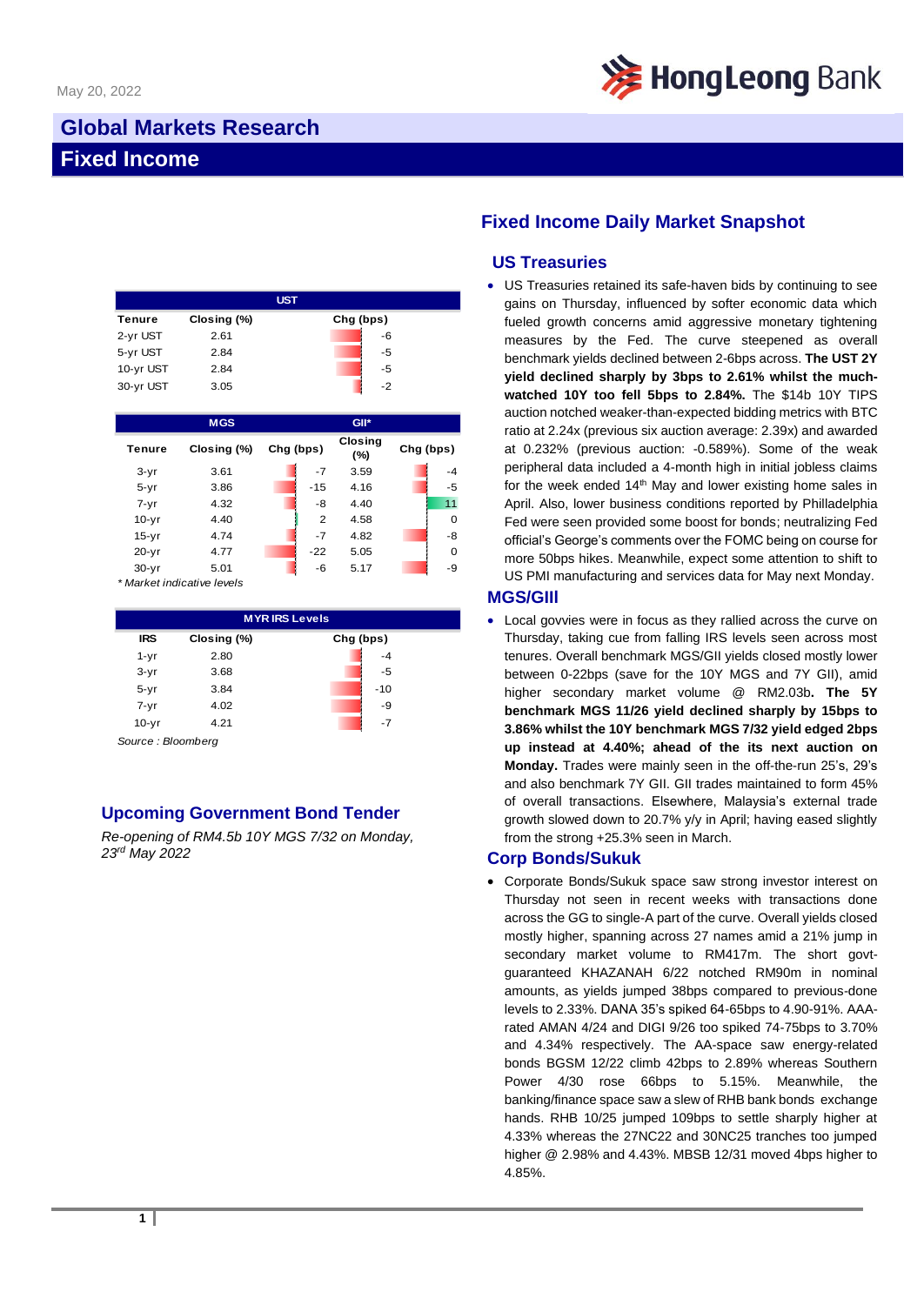May 20, 2022

# Global Markets Research

# Fixed Income

| UST | | |
|---|---|---|
| Tenure | Closing (%) | Chg (bps) |
| 2-yr UST | 2.61 | -6 |
| 5-yr UST | 2.84 | -5 |
| 10-yr UST | 2.84 | -5 |
| 30-yr UST | 3.05 | -2 |

| | MGS | | GII* | |
|---|---|---|---|---|
| Tenure | Closing (%) | Chg (bps) | Closing (%) | Chg (bps) |
| 3-yr | 3.61 | -7 | 3.59 | -4 |
| 5-yr | 3.86 | -15 | 4.16 | -5 |
| 7-yr | 4.32 | -8 | 4.40 | 11 |
| 10-yr | 4.40 | 2 | 4.58 | 0 |
| 15-yr | 4.74 | -7 | 4.82 | -8 |
| 20-yr | 4.77 | -22 | 5.05 | 0 |
| 30-yr | 5.01 | -6 | 5.17 | -9 |

*\* Market indicative levels*

| MYR IRS Levels | | |
|---|---|---|
| IRS | Closing (%) | Chg (bps) |
| 1-yr | 2.80 | -4 |
| 3-yr | 3.68 | -5 |
| 5-yr | 3.84 | -10 |
| 7-yr | 4.02 | -9 |
| 10-yr | 4.21 | -7 |

*Source : Bloomberg*

## Upcoming Government Bond Tender

*Re-opening of RM4.5b 10Y MGS 7/32 on Monday, 23rd May 2022*

## Fixed Income Daily Market Snapshot

### US Treasuries

- US Treasuries retained its safe-haven bids by continuing to see gains on Thursday, influenced by softer economic data which fueled growth concerns amid aggressive monetary tightening measures by the Fed. The curve steepened as overall benchmark yields declined between 2-6bps across. **The UST 2Y yield declined sharply by 3bps to 2.61% whilst the much-watched 10Y too fell 5bps to 2.84%.** The $14b 10Y TIPS auction notched weaker-than-expected bidding metrics with BTC ratio at 2.24x (previous six auction average: 2.39x) and awarded at 0.232% (previous auction: -0.589%). Some of the weak peripheral data included a 4-month high in initial jobless claims for the week ended 14th May and lower existing home sales in April. Also, lower business conditions reported by PhillADELPHIA Fed were seen provided some boost for bonds; neutralizing Fed official's George's comments over the FOMC being on course for more 50bps hikes. Meanwhile, expect some attention to shift to US PMI manufacturing and services data for May next Monday.

### MGS/GIII

- Local govvies were in focus as they rallied across the curve on Thursday, taking cue from falling IRS levels seen across most tenures. Overall benchmark MGS/GII yields closed mostly lower between 0-22bps (save for the 10Y MGS and 7Y GII), amid higher secondary market volume @ RM2.03b**. The 5Y benchmark MGS 11/26 yield declined sharply by 15bps to 3.86% whilst the 10Y benchmark MGS 7/32 yield edged 2bps up instead at 4.40%; ahead of the its next auction on Monday.** Trades were mainly seen in the off-the-run 25's, 29's and also benchmark 7Y GII. GII trades maintained to form 45% of overall transactions. Elsewhere, Malaysia's external trade growth slowed down to 20.7% y/y in April; having eased slightly from the strong +25.3% seen in March.

### Corp Bonds/Sukuk

- Corporate Bonds/Sukuk space saw strong investor interest on Thursday not seen in recent weeks with transactions done across the GG to single-A part of the curve. Overall yields closed mostly higher, spanning across 27 names amid a 21% jump in secondary market volume to RM417m. The short govt-guaranteed KHAZANAH 6/22 notched RM90m in nominal amounts, as yields jumped 38bps compared to previous-done levels to 2.33%. DANA 35's spiked 64-65bps to 4.90-91%. AAA-rated AMAN 4/24 and DIGI 9/26 too spiked 74-75bps to 3.70% and 4.34% respectively. The AA-space saw energy-related bonds BGSM 12/22 climb 42bps to 2.89% whereas Southern Power 4/30 rose 66bps to 5.15%. Meanwhile, the banking/finance space saw a slew of RHB bank bonds exchange hands. RHB 10/25 jumped 109bps to settle sharply higher at 4.33% whereas the 27NC22 and 30NC25 tranches too jumped higher @ 2.98% and 4.43%. MBSB 12/31 moved 4bps higher to 4.85%.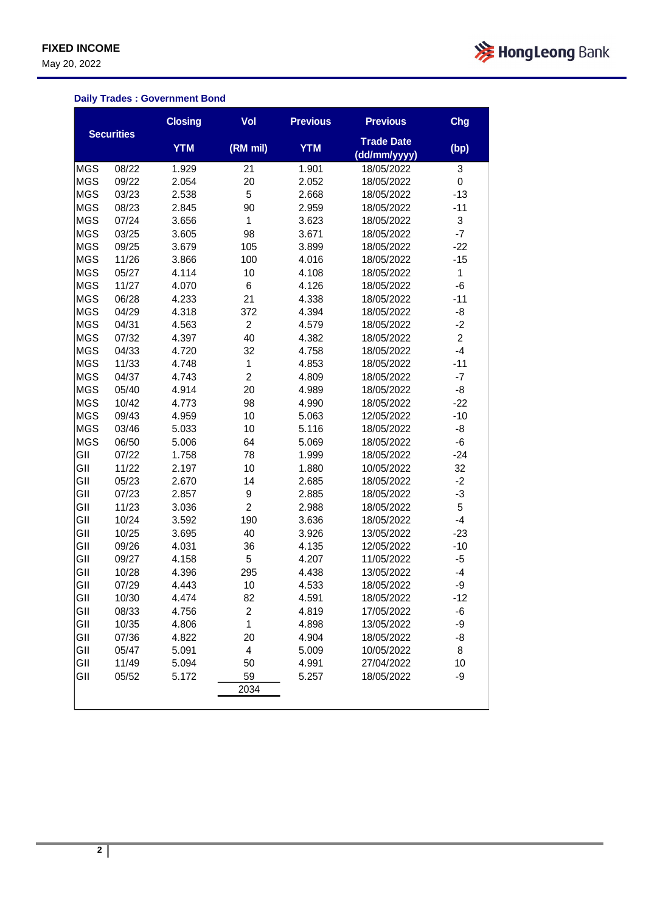FIXED INCOME
May 20, 2022

### Daily Trades : Government Bond

| Securities | | Closing YTM | Vol (RM mil) | Previous YTM | Previous Trade Date (dd/mm/yyyy) | Chg (bp) |
|---|---|---|---|---|---|---|
| MGS | 08/22 | 1.929 | 21 | 1.901 | 18/05/2022 | 3 |
| MGS | 09/22 | 2.054 | 20 | 2.052 | 18/05/2022 | 0 |
| MGS | 03/23 | 2.538 | 5 | 2.668 | 18/05/2022 | -13 |
| MGS | 08/23 | 2.845 | 90 | 2.959 | 18/05/2022 | -11 |
| MGS | 07/24 | 3.656 | 1 | 3.623 | 18/05/2022 | 3 |
| MGS | 03/25 | 3.605 | 98 | 3.671 | 18/05/2022 | -7 |
| MGS | 09/25 | 3.679 | 105 | 3.899 | 18/05/2022 | -22 |
| MGS | 11/26 | 3.866 | 100 | 4.016 | 18/05/2022 | -15 |
| MGS | 05/27 | 4.114 | 10 | 4.108 | 18/05/2022 | 1 |
| MGS | 11/27 | 4.070 | 6 | 4.126 | 18/05/2022 | -6 |
| MGS | 06/28 | 4.233 | 21 | 4.338 | 18/05/2022 | -11 |
| MGS | 04/29 | 4.318 | 372 | 4.394 | 18/05/2022 | -8 |
| MGS | 04/31 | 4.563 | 2 | 4.579 | 18/05/2022 | -2 |
| MGS | 07/32 | 4.397 | 40 | 4.382 | 18/05/2022 | 2 |
| MGS | 04/33 | 4.720 | 32 | 4.758 | 18/05/2022 | -4 |
| MGS | 11/33 | 4.748 | 1 | 4.853 | 18/05/2022 | -11 |
| MGS | 04/37 | 4.743 | 2 | 4.809 | 18/05/2022 | -7 |
| MGS | 05/40 | 4.914 | 20 | 4.989 | 18/05/2022 | -8 |
| MGS | 10/42 | 4.773 | 98 | 4.990 | 18/05/2022 | -22 |
| MGS | 09/43 | 4.959 | 10 | 5.063 | 12/05/2022 | -10 |
| MGS | 03/46 | 5.033 | 10 | 5.116 | 18/05/2022 | -8 |
| MGS | 06/50 | 5.006 | 64 | 5.069 | 18/05/2022 | -6 |
| GII | 07/22 | 1.758 | 78 | 1.999 | 18/05/2022 | -24 |
| GII | 11/22 | 2.197 | 10 | 1.880 | 10/05/2022 | 32 |
| GII | 05/23 | 2.670 | 14 | 2.685 | 18/05/2022 | -2 |
| GII | 07/23 | 2.857 | 9 | 2.885 | 18/05/2022 | -3 |
| GII | 11/23 | 3.036 | 2 | 2.988 | 18/05/2022 | 5 |
| GII | 10/24 | 3.592 | 190 | 3.636 | 18/05/2022 | -4 |
| GII | 10/25 | 3.695 | 40 | 3.926 | 13/05/2022 | -23 |
| GII | 09/26 | 4.031 | 36 | 4.135 | 12/05/2022 | -10 |
| GII | 09/27 | 4.158 | 5 | 4.207 | 11/05/2022 | -5 |
| GII | 10/28 | 4.396 | 295 | 4.438 | 13/05/2022 | -4 |
| GII | 07/29 | 4.443 | 10 | 4.533 | 18/05/2022 | -9 |
| GII | 10/30 | 4.474 | 82 | 4.591 | 18/05/2022 | -12 |
| GII | 08/33 | 4.756 | 2 | 4.819 | 17/05/2022 | -6 |
| GII | 10/35 | 4.806 | 1 | 4.898 | 13/05/2022 | -9 |
| GII | 07/36 | 4.822 | 20 | 4.904 | 18/05/2022 | -8 |
| GII | 05/47 | 5.091 | 4 | 5.009 | 10/05/2022 | 8 |
| GII | 11/49 | 5.094 | 50 | 4.991 | 27/04/2022 | 10 |
| GII | 05/52 | 5.172 | 59 | 5.257 | 18/05/2022 | -9 |
| | | | 2034 | | | |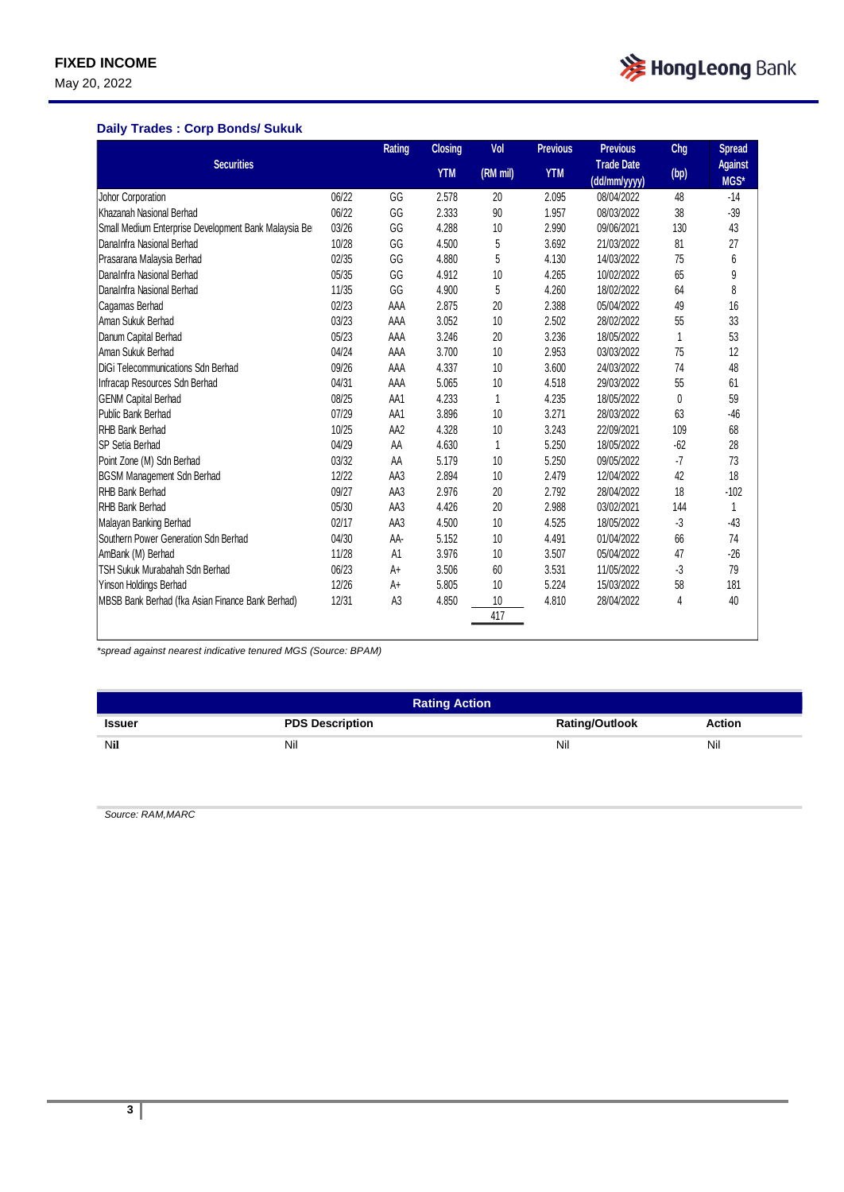## Daily Trades : Corp Bonds/ Sukuk

| Securities | | Rating | Closing YTM | Vol (RM mil) | Previous YTM | Previous Trade Date (dd/mm/yyyy) | Chg (bp) | Spread Against MGS* |
|---|---|---|---|---|---|---|---|---|
| Johor Corporation | 06/22 | GG | 2.578 | 20 | 2.095 | 08/04/2022 | 48 | -14 |
| Khazanah Nasional Berhad | 06/22 | GG | 2.333 | 90 | 1.957 | 08/03/2022 | 38 | -39 |
| Small Medium Enterprise Development Bank Malaysia Be | 03/26 | GG | 4.288 | 10 | 2.990 | 09/06/2021 | 130 | 43 |
| DanaInfra Nasional Berhad | 10/28 | GG | 4.500 | 5 | 3.692 | 21/03/2022 | 81 | 27 |
| Prasarana Malaysia Berhad | 02/35 | GG | 4.880 | 5 | 4.130 | 14/03/2022 | 75 | 6 |
| DanaInfra Nasional Berhad | 05/35 | GG | 4.912 | 10 | 4.265 | 10/02/2022 | 65 | 9 |
| DanaInfra Nasional Berhad | 11/35 | GG | 4.900 | 5 | 4.260 | 18/02/2022 | 64 | 8 |
| Cagamas Berhad | 02/23 | AAA | 2.875 | 20 | 2.388 | 05/04/2022 | 49 | 16 |
| Aman Sukuk Berhad | 03/23 | AAA | 3.052 | 10 | 2.502 | 28/02/2022 | 55 | 33 |
| Danum Capital Berhad | 05/23 | AAA | 3.246 | 20 | 3.236 | 18/05/2022 | 1 | 53 |
| Aman Sukuk Berhad | 04/24 | AAA | 3.700 | 10 | 2.953 | 03/03/2022 | 75 | 12 |
| DiGi Telecommunications Sdn Berhad | 09/26 | AAA | 4.337 | 10 | 3.600 | 24/03/2022 | 74 | 48 |
| Infracap Resources Sdn Berhad | 04/31 | AAA | 5.065 | 10 | 4.518 | 29/03/2022 | 55 | 61 |
| GENM Capital Berhad | 08/25 | AA1 | 4.233 | 1 | 4.235 | 18/05/2022 | 0 | 59 |
| Public Bank Berhad | 07/29 | AA1 | 3.896 | 10 | 3.271 | 28/03/2022 | 63 | -46 |
| RHB Bank Berhad | 10/25 | AA2 | 4.328 | 10 | 3.243 | 22/09/2021 | 109 | 68 |
| SP Setia Berhad | 04/29 | AA | 4.630 | 1 | 5.250 | 18/05/2022 | -62 | 28 |
| Point Zone (M) Sdn Berhad | 03/32 | AA | 5.179 | 10 | 5.250 | 09/05/2022 | -7 | 73 |
| BGSM Management Sdn Berhad | 12/22 | AA3 | 2.894 | 10 | 2.479 | 12/04/2022 | 42 | 18 |
| RHB Bank Berhad | 09/27 | AA3 | 2.976 | 20 | 2.792 | 28/04/2022 | 18 | -102 |
| RHB Bank Berhad | 05/30 | AA3 | 4.426 | 20 | 2.988 | 03/02/2021 | 144 | 1 |
| Malayan Banking Berhad | 02/17 | AA3 | 4.500 | 10 | 4.525 | 18/05/2022 | -3 | -43 |
| Southern Power Generation Sdn Berhad | 04/30 | AA- | 5.152 | 10 | 4.491 | 01/04/2022 | 66 | 74 |
| AmBank (M) Berhad | 11/28 | A1 | 3.976 | 10 | 3.507 | 05/04/2022 | 47 | -26 |
| TSH Sukuk Murabahah Sdn Berhad | 06/23 | A+ | 3.506 | 60 | 3.531 | 11/05/2022 | -3 | 79 |
| Yinson Holdings Berhad | 12/26 | A+ | 5.805 | 10 | 5.224 | 15/03/2022 | 58 | 181 |
| MBSB Bank Berhad (fka Asian Finance Bank Berhad) | 12/31 | A3 | 4.850 | 10 | 4.810 | 28/04/2022 | 4 | 40 |
| | | | | 417 | | | | |

*\*spread against nearest indicative tenured MGS (Source: BPAM)*

| Rating Action | | | |
|---|---|---|---|
| **Issuer** | **PDS Description** | **Rating/Outlook** | **Action** |
| **Nil** | Nil | Nil | Nil |

*Source: RAM,MARC*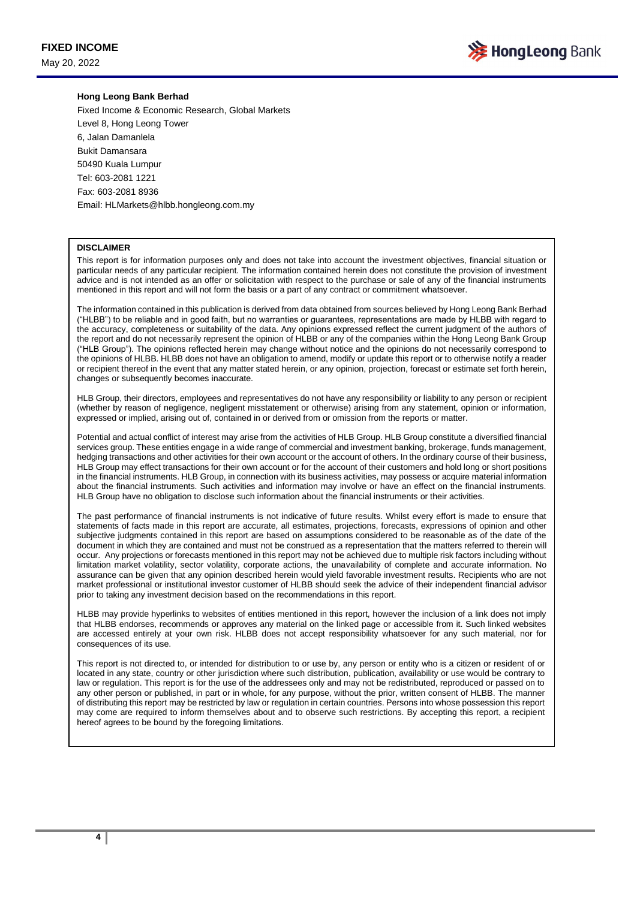**Hong Leong Bank Berhad**

Fixed Income & Economic Research, Global Markets
Level 8, Hong Leong Tower
6, Jalan Damanlela
Bukit Damansara
50490 Kuala Lumpur
Tel: 603-2081 1221
Fax: 603-2081 8936
Email: HLMarkets@hlbb.hongleong.com.my

**DISCLAIMER**

This report is for information purposes only and does not take into account the investment objectives, financial situation or particular needs of any particular recipient. The information contained herein does not constitute the provision of investment advice and is not intended as an offer or solicitation with respect to the purchase or sale of any of the financial instruments mentioned in this report and will not form the basis or a part of any contract or commitment whatsoever.

The information contained in this publication is derived from data obtained from sources believed by Hong Leong Bank Berhad ("HLBB") to be reliable and in good faith, but no warranties or guarantees, representations are made by HLBB with regard to the accuracy, completeness or suitability of the data. Any opinions expressed reflect the current judgment of the authors of the report and do not necessarily represent the opinion of HLBB or any of the companies within the Hong Leong Bank Group ("HLB Group"). The opinions reflected herein may change without notice and the opinions do not necessarily correspond to the opinions of HLBB. HLBB does not have an obligation to amend, modify or update this report or to otherwise notify a reader or recipient thereof in the event that any matter stated herein, or any opinion, projection, forecast or estimate set forth herein, changes or subsequently becomes inaccurate.

HLB Group, their directors, employees and representatives do not have any responsibility or liability to any person or recipient (whether by reason of negligence, negligent misstatement or otherwise) arising from any statement, opinion or information, expressed or implied, arising out of, contained in or derived from or omission from the reports or matter.

Potential and actual conflict of interest may arise from the activities of HLB Group. HLB Group constitute a diversified financial services group. These entities engage in a wide range of commercial and investment banking, brokerage, funds management, hedging transactions and other activities for their own account or the account of others. In the ordinary course of their business, HLB Group may effect transactions for their own account or for the account of their customers and hold long or short positions in the financial instruments. HLB Group, in connection with its business activities, may possess or acquire material information about the financial instruments. Such activities and information may involve or have an effect on the financial instruments. HLB Group have no obligation to disclose such information about the financial instruments or their activities.

The past performance of financial instruments is not indicative of future results. Whilst every effort is made to ensure that statements of facts made in this report are accurate, all estimates, projections, forecasts, expressions of opinion and other subjective judgments contained in this report are based on assumptions considered to be reasonable as of the date of the document in which they are contained and must not be construed as a representation that the matters referred to therein will occur. Any projections or forecasts mentioned in this report may not be achieved due to multiple risk factors including without limitation market volatility, sector volatility, corporate actions, the unavailability of complete and accurate information. No assurance can be given that any opinion described herein would yield favorable investment results. Recipients who are not market professional or institutional investor customer of HLBB should seek the advice of their independent financial advisor prior to taking any investment decision based on the recommendations in this report.

HLBB may provide hyperlinks to websites of entities mentioned in this report, however the inclusion of a link does not imply that HLBB endorses, recommends or approves any material on the linked page or accessible from it. Such linked websites are accessed entirely at your own risk. HLBB does not accept responsibility whatsoever for any such material, nor for consequences of its use.

This report is not directed to, or intended for distribution to or use by, any person or entity who is a citizen or resident of or located in any state, country or other jurisdiction where such distribution, publication, availability or use would be contrary to law or regulation. This report is for the use of the addressees only and may not be redistributed, reproduced or passed on to any other person or published, in part or in whole, for any purpose, without the prior, written consent of HLBB. The manner of distributing this report may be restricted by law or regulation in certain countries. Persons into whose possession this report may come are required to inform themselves about and to observe such restrictions. By accepting this report, a recipient hereof agrees to be bound by the foregoing limitations.